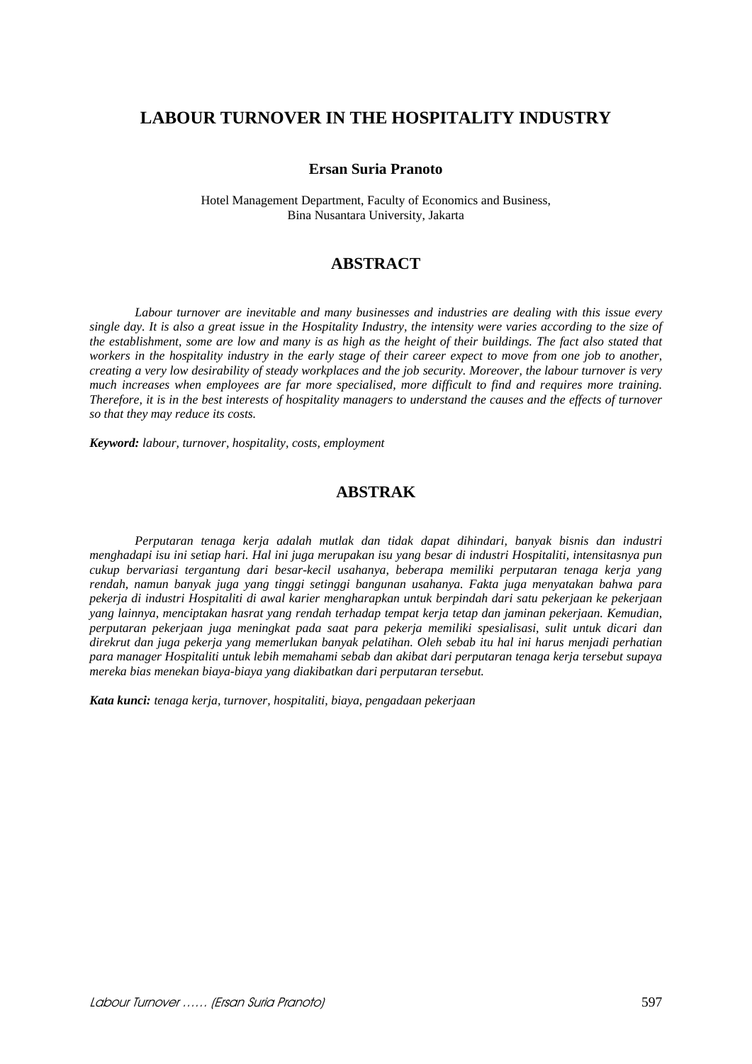# LABOUR TURNOVER IN THE HOSPITALITY INDUSTRY

**Ersan Suria Pranoto**

Hotel Management Department, Faculty of Economics and Business,
Bina Nusantara University, Jakarta

## ABSTRACT

*Labour turnover are inevitable and many businesses and industries are dealing with this issue every single day. It is also a great issue in the Hospitality Industry, the intensity were varies according to the size of the establishment, some are low and many is as high as the height of their buildings. The fact also stated that workers in the hospitality industry in the early stage of their career expect to move from one job to another, creating a very low desirability of steady workplaces and the job security. Moreover, the labour turnover is very much increases when employees are far more specialised, more difficult to find and requires more training. Therefore, it is in the best interests of hospitality managers to understand the causes and the effects of turnover so that they may reduce its costs.*

***Keyword:*** *labour, turnover, hospitality, costs, employment*

## ABSTRAK

*Perputaran tenaga kerja adalah mutlak dan tidak dapat dihindari, banyak bisnis dan industri menghadapi isu ini setiap hari. Hal ini juga merupakan isu yang besar di industri Hospitaliti, intensitasnya pun cukup bervariasi tergantung dari besar-kecil usahanya, beberapa memiliki perputaran tenaga kerja yang rendah, namun banyak juga yang tinggi setinggi bangunan usahanya. Fakta juga menyatakan bahwa para pekerja di industri Hospitaliti di awal karier mengharapkan untuk berpindah dari satu pekerjaan ke pekerjaan yang lainnya, menciptakan hasrat yang rendah terhadap tempat kerja tetap dan jaminan pekerjaan. Kemudian, perputaran pekerjaan juga meningkat pada saat para pekerja memiliki spesialisasi, sulit untuk dicari dan direkrut dan juga pekerja yang memerlukan banyak pelatihan. Oleh sebab itu hal ini harus menjadi perhatian para manager Hospitaliti untuk lebih memahami sebab dan akibat dari perputaran tenaga kerja tersebut supaya mereka bias menekan biaya-biaya yang diakibatkan dari perputaran tersebut.*

***Kata kunci:*** *tenaga kerja, turnover, hospitaliti, biaya, pengadaan pekerjaan*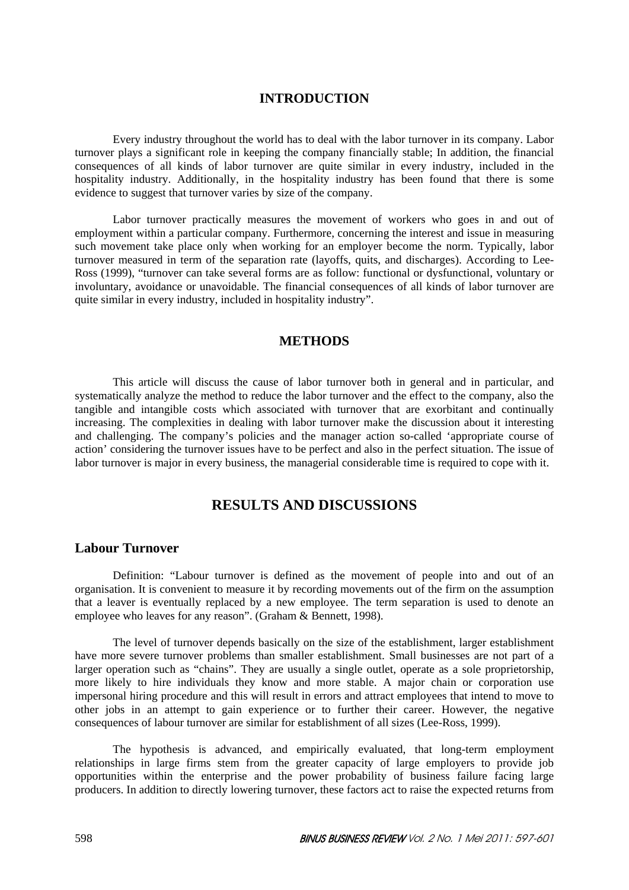## INTRODUCTION

Every industry throughout the world has to deal with the labor turnover in its company. Labor turnover plays a significant role in keeping the company financially stable; In addition, the financial consequences of all kinds of labor turnover are quite similar in every industry, included in the hospitality industry. Additionally, in the hospitality industry has been found that there is some evidence to suggest that turnover varies by size of the company.

Labor turnover practically measures the movement of workers who goes in and out of employment within a particular company. Furthermore, concerning the interest and issue in measuring such movement take place only when working for an employer become the norm. Typically, labor turnover measured in term of the separation rate (layoffs, quits, and discharges). According to Lee-Ross (1999), "turnover can take several forms are as follow: functional or dysfunctional, voluntary or involuntary, avoidance or unavoidable. The financial consequences of all kinds of labor turnover are quite similar in every industry, included in hospitality industry".

## METHODS

This article will discuss the cause of labor turnover both in general and in particular, and systematically analyze the method to reduce the labor turnover and the effect to the company, also the tangible and intangible costs which associated with turnover that are exorbitant and continually increasing. The complexities in dealing with labor turnover make the discussion about it interesting and challenging. The company's policies and the manager action so-called 'appropriate course of action' considering the turnover issues have to be perfect and also in the perfect situation. The issue of labor turnover is major in every business, the managerial considerable time is required to cope with it.

## RESULTS AND DISCUSSIONS

### Labour Turnover

Definition: "Labour turnover is defined as the movement of people into and out of an organisation. It is convenient to measure it by recording movements out of the firm on the assumption that a leaver is eventually replaced by a new employee. The term separation is used to denote an employee who leaves for any reason". (Graham & Bennett, 1998).

The level of turnover depends basically on the size of the establishment, larger establishment have more severe turnover problems than smaller establishment. Small businesses are not part of a larger operation such as "chains". They are usually a single outlet, operate as a sole proprietorship, more likely to hire individuals they know and more stable. A major chain or corporation use impersonal hiring procedure and this will result in errors and attract employees that intend to move to other jobs in an attempt to gain experience or to further their career. However, the negative consequences of labour turnover are similar for establishment of all sizes (Lee-Ross, 1999).

The hypothesis is advanced, and empirically evaluated, that long-term employment relationships in large firms stem from the greater capacity of large employers to provide job opportunities within the enterprise and the power probability of business failure facing large producers. In addition to directly lowering turnover, these factors act to raise the expected returns from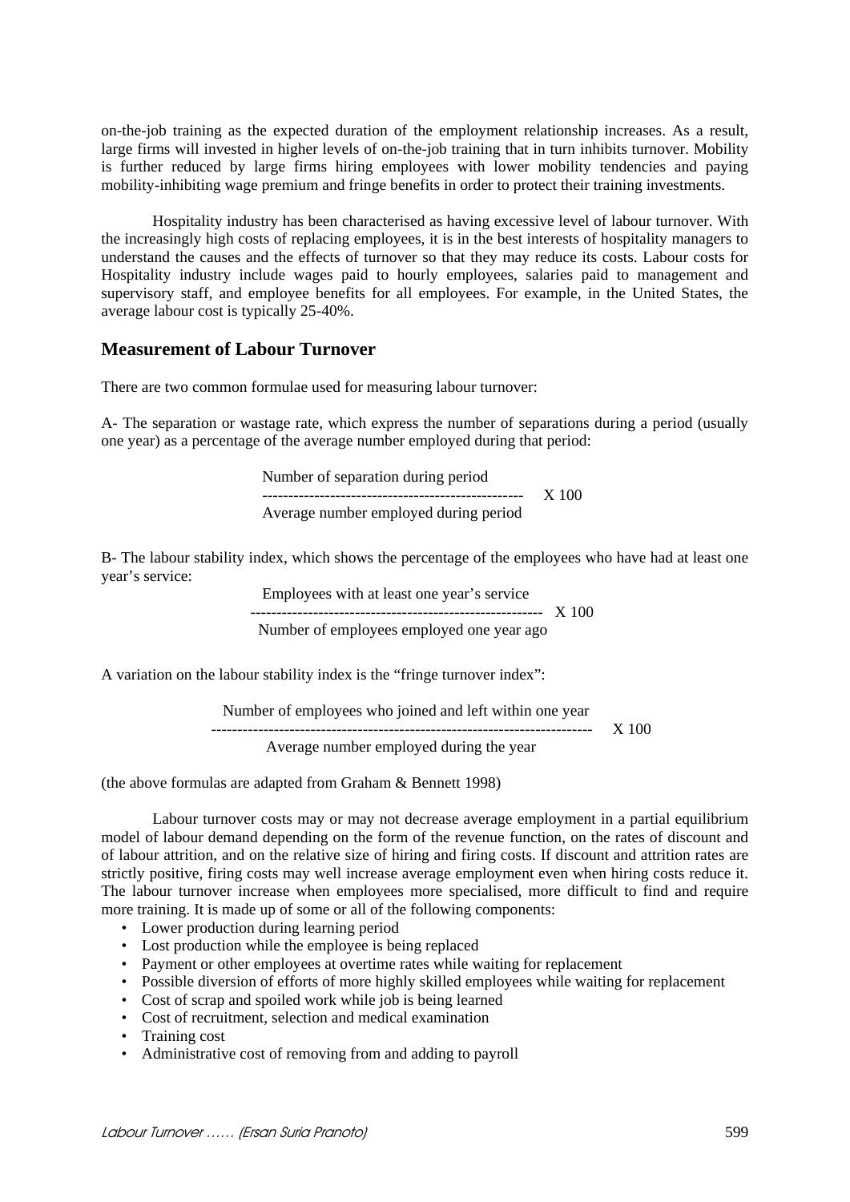on-the-job training as the expected duration of the employment relationship increases. As a result, large firms will invested in higher levels of on-the-job training that in turn inhibits turnover. Mobility is further reduced by large firms hiring employees with lower mobility tendencies and paying mobility-inhibiting wage premium and fringe benefits in order to protect their training investments.

Hospitality industry has been characterised as having excessive level of labour turnover. With the increasingly high costs of replacing employees, it is in the best interests of hospitality managers to understand the causes and the effects of turnover so that they may reduce its costs. Labour costs for Hospitality industry include wages paid to hourly employees, salaries paid to management and supervisory staff, and employee benefits for all employees. For example, in the United States, the average labour cost is typically 25-40%.

## Measurement of Labour Turnover

There are two common formulae used for measuring labour turnover:

A- The separation or wastage rate, which express the number of separations during a period (usually one year) as a percentage of the average number employed during that period:

$$\frac{\text{Number of separation during period}}{\text{Average number employed during period}} \times 100$$

B- The labour stability index, which shows the percentage of the employees who have had at least one year's service:

$$\frac{\text{Employees with at least one year's service}}{\text{Number of employees employed one year ago}} \times 100$$

A variation on the labour stability index is the "fringe turnover index":

$$\frac{\text{Number of employees who joined and left within one year}}{\text{Average number employed during the year}} \times 100$$

(the above formulas are adapted from Graham & Bennett 1998)

Labour turnover costs may or may not decrease average employment in a partial equilibrium model of labour demand depending on the form of the revenue function, on the rates of discount and of labour attrition, and on the relative size of hiring and firing costs. If discount and attrition rates are strictly positive, firing costs may well increase average employment even when hiring costs reduce it. The labour turnover increase when employees more specialised, more difficult to find and require more training. It is made up of some or all of the following components:

- Lower production during learning period
- Lost production while the employee is being replaced
- Payment or other employees at overtime rates while waiting for replacement
- Possible diversion of efforts of more highly skilled employees while waiting for replacement
- Cost of scrap and spoiled work while job is being learned
- Cost of recruitment, selection and medical examination
- Training cost
- Administrative cost of removing from and adding to payroll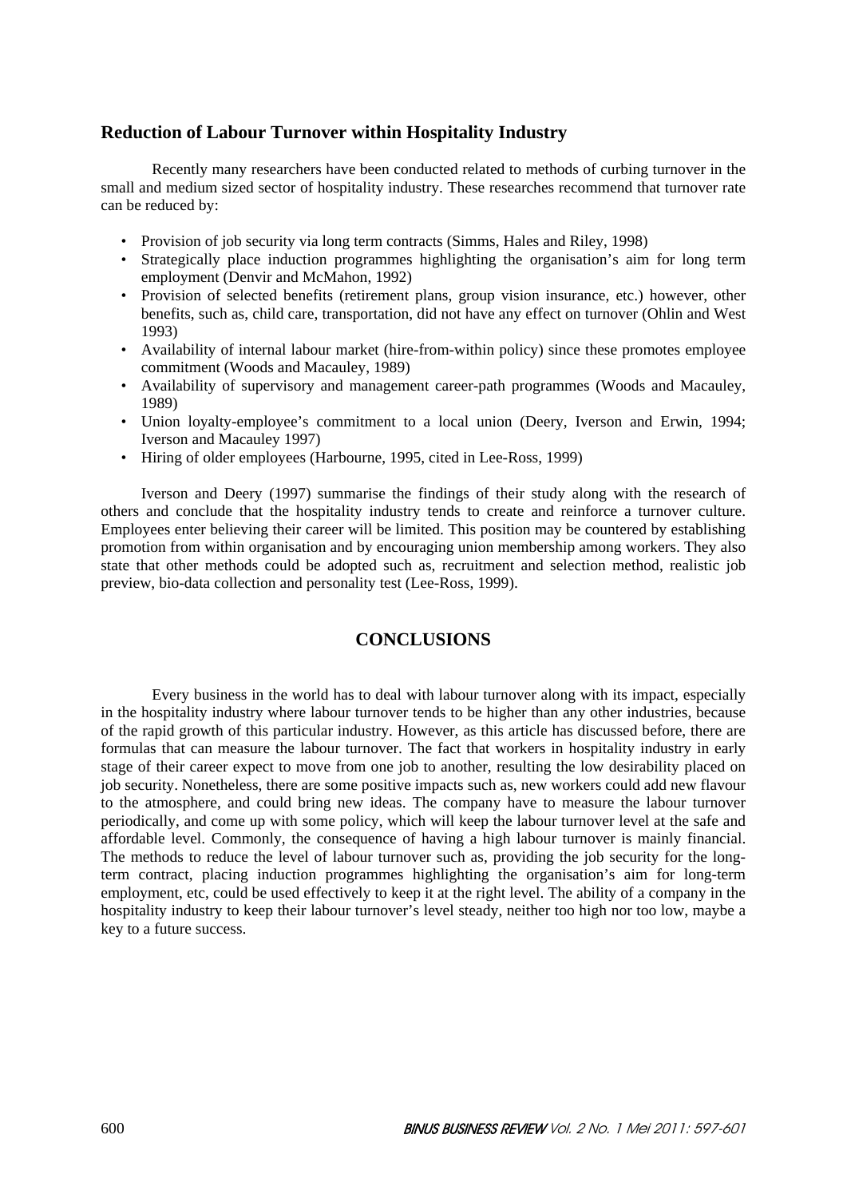## Reduction of Labour Turnover within Hospitality Industry

Recently many researchers have been conducted related to methods of curbing turnover in the small and medium sized sector of hospitality industry. These researches recommend that turnover rate can be reduced by:

- Provision of job security via long term contracts (Simms, Hales and Riley, 1998)
- Strategically place induction programmes highlighting the organisation's aim for long term employment (Denvir and McMahon, 1992)
- Provision of selected benefits (retirement plans, group vision insurance, etc.) however, other benefits, such as, child care, transportation, did not have any effect on turnover (Ohlin and West 1993)
- Availability of internal labour market (hire-from-within policy) since these promotes employee commitment (Woods and Macauley, 1989)
- Availability of supervisory and management career-path programmes (Woods and Macauley, 1989)
- Union loyalty-employee's commitment to a local union (Deery, Iverson and Erwin, 1994; Iverson and Macauley 1997)
- Hiring of older employees (Harbourne, 1995, cited in Lee-Ross, 1999)

Iverson and Deery (1997) summarise the findings of their study along with the research of others and conclude that the hospitality industry tends to create and reinforce a turnover culture. Employees enter believing their career will be limited. This position may be countered by establishing promotion from within organisation and by encouraging union membership among workers. They also state that other methods could be adopted such as, recruitment and selection method, realistic job preview, bio-data collection and personality test (Lee-Ross, 1999).

## CONCLUSIONS

Every business in the world has to deal with labour turnover along with its impact, especially in the hospitality industry where labour turnover tends to be higher than any other industries, because of the rapid growth of this particular industry. However, as this article has discussed before, there are formulas that can measure the labour turnover. The fact that workers in hospitality industry in early stage of their career expect to move from one job to another, resulting the low desirability placed on job security. Nonetheless, there are some positive impacts such as, new workers could add new flavour to the atmosphere, and could bring new ideas. The company have to measure the labour turnover periodically, and come up with some policy, which will keep the labour turnover level at the safe and affordable level. Commonly, the consequence of having a high labour turnover is mainly financial. The methods to reduce the level of labour turnover such as, providing the job security for the long-term contract, placing induction programmes highlighting the organisation's aim for long-term employment, etc, could be used effectively to keep it at the right level. The ability of a company in the hospitality industry to keep their labour turnover's level steady, neither too high nor too low, maybe a key to a future success.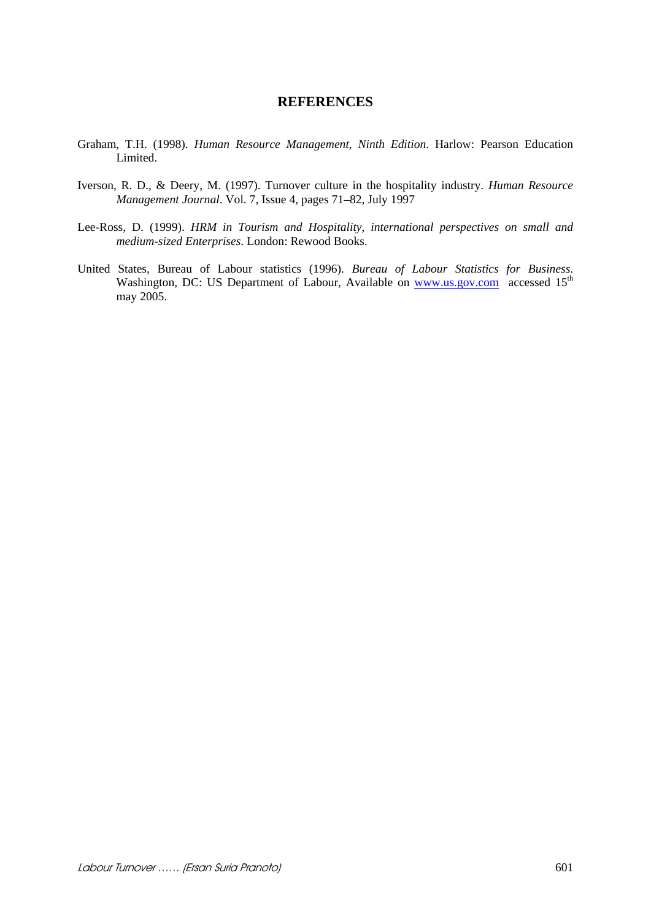## REFERENCES

Graham, T.H. (1998). *Human Resource Management, Ninth Edition*. Harlow: Pearson Education Limited.

Iverson, R. D., & Deery, M. (1997). Turnover culture in the hospitality industry. *Human Resource Management Journal*. Vol. 7, Issue 4, pages 71–82, July 1997

Lee-Ross, D. (1999). *HRM in Tourism and Hospitality, international perspectives on small and medium-sized Enterprises*. London: Rewood Books.

United States, Bureau of Labour statistics (1996). *Bureau of Labour Statistics for Business*. Washington, DC: US Department of Labour, Available on www.us.gov.com accessed 15th may 2005.